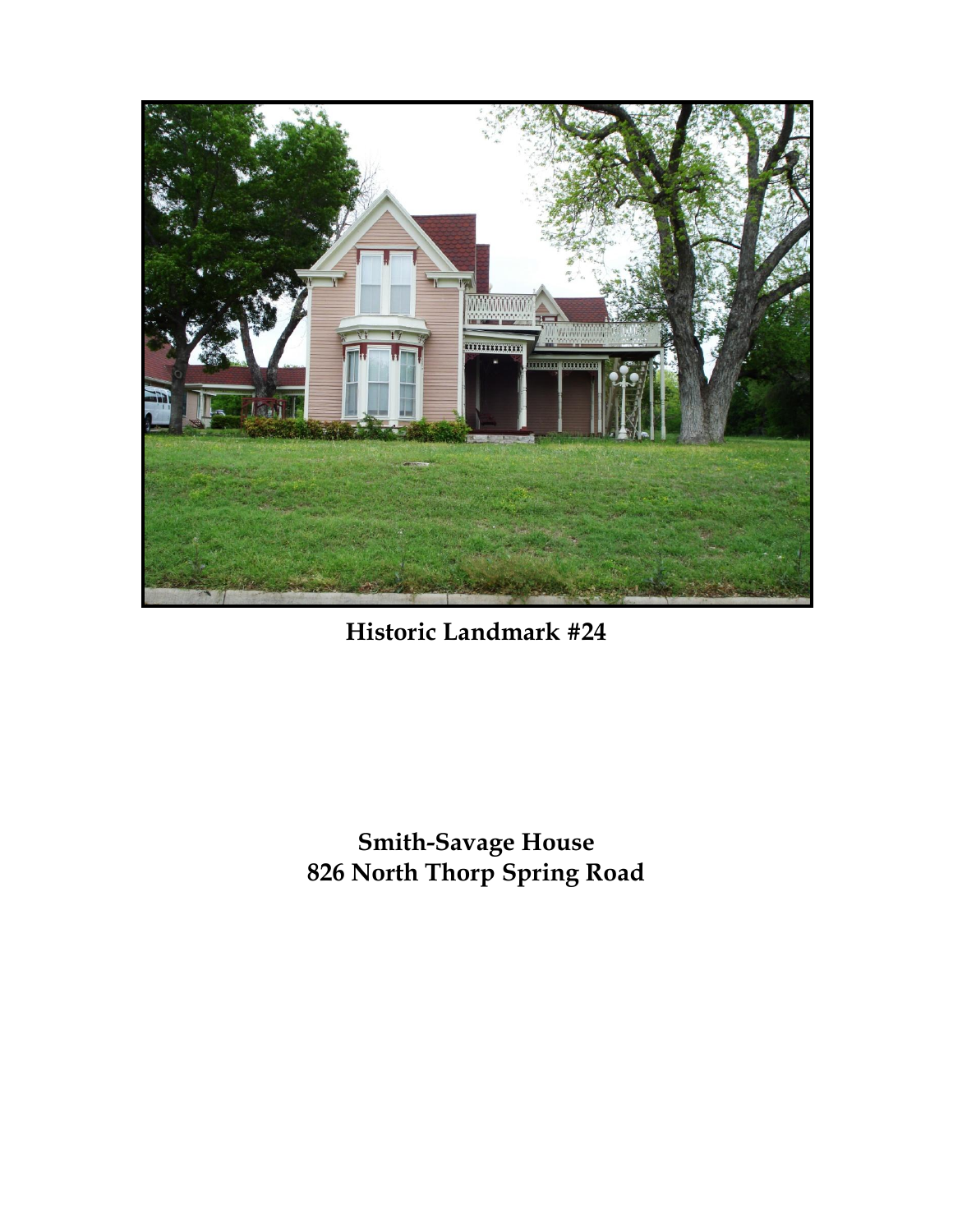**Historic Landmark #24**

**Smith-Savage House**
**826 North Thorp Spring Road**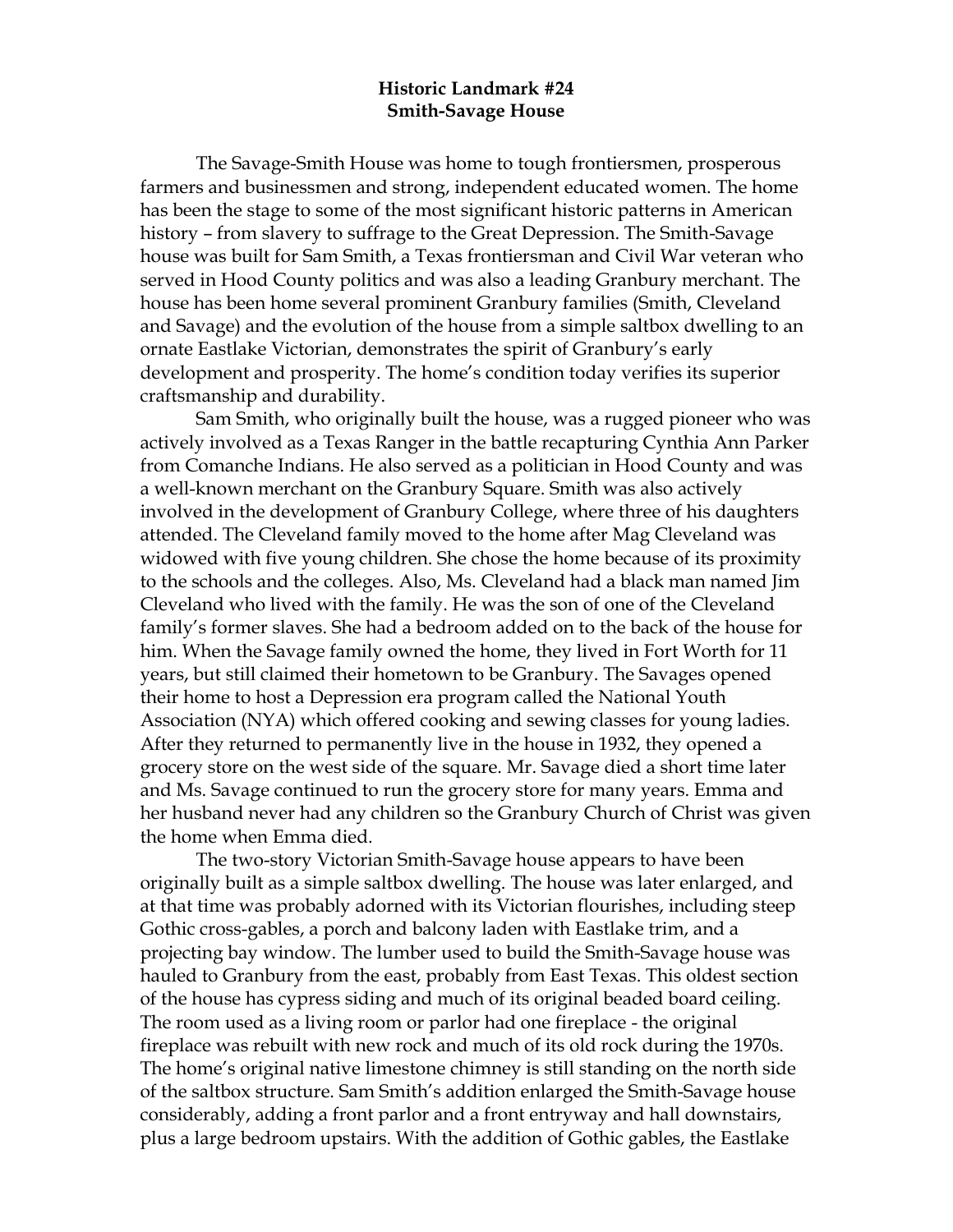**Historic Landmark #24**
**Smith-Savage House**

The Savage-Smith House was home to tough frontiersmen, prosperous farmers and businessmen and strong, independent educated women. The home has been the stage to some of the most significant historic patterns in American history – from slavery to suffrage to the Great Depression. The Smith-Savage house was built for Sam Smith, a Texas frontiersman and Civil War veteran who served in Hood County politics and was also a leading Granbury merchant. The house has been home several prominent Granbury families (Smith, Cleveland and Savage) and the evolution of the house from a simple saltbox dwelling to an ornate Eastlake Victorian, demonstrates the spirit of Granbury's early development and prosperity. The home's condition today verifies its superior craftsmanship and durability.

Sam Smith, who originally built the house, was a rugged pioneer who was actively involved as a Texas Ranger in the battle recapturing Cynthia Ann Parker from Comanche Indians. He also served as a politician in Hood County and was a well-known merchant on the Granbury Square. Smith was also actively involved in the development of Granbury College, where three of his daughters attended. The Cleveland family moved to the home after Mag Cleveland was widowed with five young children. She chose the home because of its proximity to the schools and the colleges. Also, Ms. Cleveland had a black man named Jim Cleveland who lived with the family. He was the son of one of the Cleveland family's former slaves. She had a bedroom added on to the back of the house for him. When the Savage family owned the home, they lived in Fort Worth for 11 years, but still claimed their hometown to be Granbury. The Savages opened their home to host a Depression era program called the National Youth Association (NYA) which offered cooking and sewing classes for young ladies. After they returned to permanently live in the house in 1932, they opened a grocery store on the west side of the square. Mr. Savage died a short time later and Ms. Savage continued to run the grocery store for many years. Emma and her husband never had any children so the Granbury Church of Christ was given the home when Emma died.

The two-story Victorian Smith-Savage house appears to have been originally built as a simple saltbox dwelling. The house was later enlarged, and at that time was probably adorned with its Victorian flourishes, including steep Gothic cross-gables, a porch and balcony laden with Eastlake trim, and a projecting bay window. The lumber used to build the Smith-Savage house was hauled to Granbury from the east, probably from East Texas. This oldest section of the house has cypress siding and much of its original beaded board ceiling. The room used as a living room or parlor had one fireplace - the original fireplace was rebuilt with new rock and much of its old rock during the 1970s. The home's original native limestone chimney is still standing on the north side of the saltbox structure. Sam Smith's addition enlarged the Smith-Savage house considerably, adding a front parlor and a front entryway and hall downstairs, plus a large bedroom upstairs. With the addition of Gothic gables, the Eastlake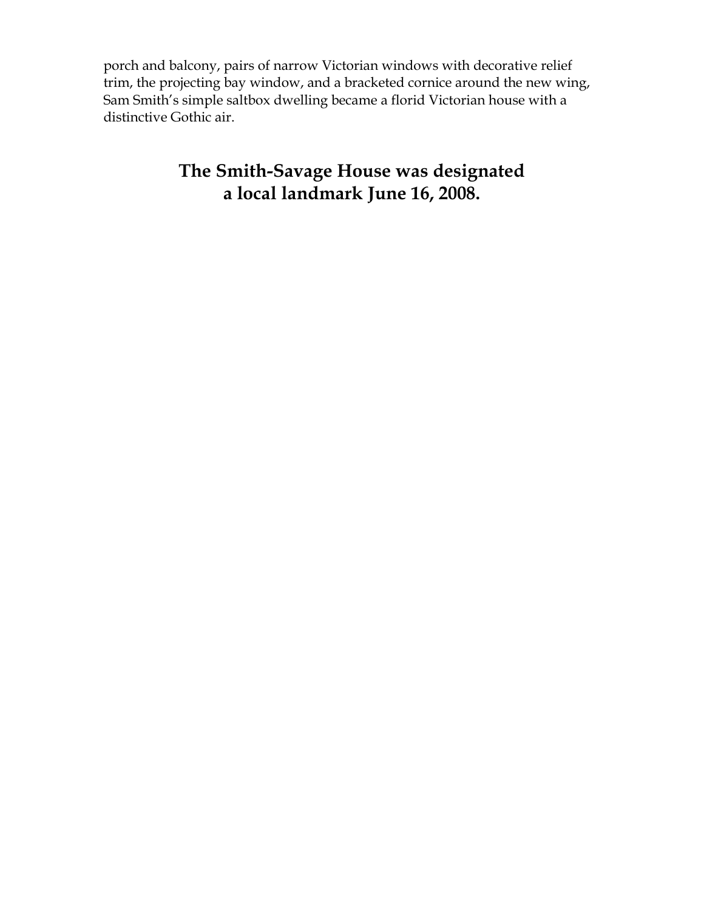porch and balcony, pairs of narrow Victorian windows with decorative relief trim, the projecting bay window, and a bracketed cornice around the new wing, Sam Smith's simple saltbox dwelling became a florid Victorian house with a distinctive Gothic air.

**The Smith-Savage House was designated a local landmark June 16, 2008.**